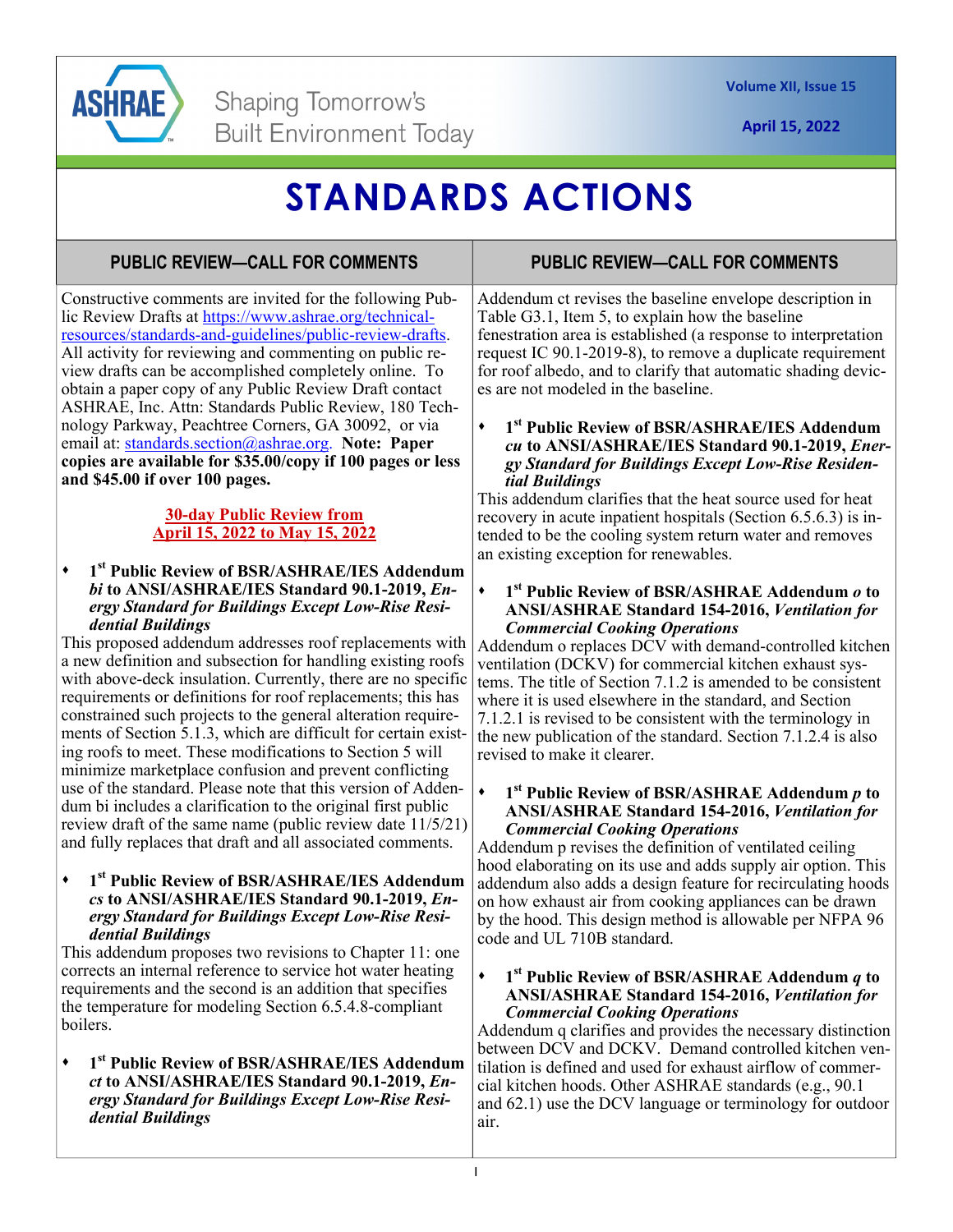ASHRAE

Shaping Tomorrow's Built Environment Today

Volume XII, Issue 15

April 15, 2022

# STANDARDS ACTIONS

## PUBLIC REVIEW—CALL FOR COMMENTS

Constructive comments are invited for the following Public Review Drafts at https://www.ashrae.org/technical-resources/standards-and-guidelines/public-review-drafts. All activity for reviewing and commenting on public review drafts can be accomplished completely online. To obtain a paper copy of any Public Review Draft contact ASHRAE, Inc. Attn: Standards Public Review, 180 Technology Parkway, Peachtree Corners, GA 30092, or via email at: standards.section@ashrae.org. **Note: Paper copies are available for $35.00/copy if 100 pages or less and $45.00 if over 100 pages.**

**30-day Public Review from April 15, 2022 to May 15, 2022**

- **1st Public Review of BSR/ASHRAE/IES Addendum *bi* to ANSI/ASHRAE/IES Standard 90.1-2019, *Energy Standard for Buildings Except Low-Rise Residential Buildings***

This proposed addendum addresses roof replacements with a new definition and subsection for handling existing roofs with above-deck insulation. Currently, there are no specific requirements or definitions for roof replacements; this has constrained such projects to the general alteration requirements of Section 5.1.3, which are difficult for certain existing roofs to meet. These modifications to Section 5 will minimize marketplace confusion and prevent conflicting use of the standard. Please note that this version of Addendum bi includes a clarification to the original first public review draft of the same name (public review date 11/5/21) and fully replaces that draft and all associated comments.

- **1st Public Review of BSR/ASHRAE/IES Addendum *cs* to ANSI/ASHRAE/IES Standard 90.1-2019, *Energy Standard for Buildings Except Low-Rise Residential Buildings***

This addendum proposes two revisions to Chapter 11: one corrects an internal reference to service hot water heating requirements and the second is an addition that specifies the temperature for modeling Section 6.5.4.8-compliant boilers.

- **1st Public Review of BSR/ASHRAE/IES Addendum *ct* to ANSI/ASHRAE/IES Standard 90.1-2019, *Energy Standard for Buildings Except Low-Rise Residential Buildings***

Addendum ct revises the baseline envelope description in Table G3.1, Item 5, to explain how the baseline fenestration area is established (a response to interpretation request IC 90.1-2019-8), to remove a duplicate requirement for roof albedo, and to clarify that automatic shading devices are not modeled in the baseline.

- **1st Public Review of BSR/ASHRAE/IES Addendum *cu* to ANSI/ASHRAE/IES Standard 90.1-2019, *Energy Standard for Buildings Except Low-Rise Residential Buildings***

This addendum clarifies that the heat source used for heat recovery in acute inpatient hospitals (Section 6.5.6.3) is intended to be the cooling system return water and removes an existing exception for renewables.

- **1st Public Review of BSR/ASHRAE Addendum *o* to ANSI/ASHRAE Standard 154-2016, *Ventilation for Commercial Cooking Operations***

Addendum o replaces DCV with demand-controlled kitchen ventilation (DCKV) for commercial kitchen exhaust systems. The title of Section 7.1.2 is amended to be consistent where it is used elsewhere in the standard, and Section 7.1.2.1 is revised to be consistent with the terminology in the new publication of the standard. Section 7.1.2.4 is also revised to make it clearer.

- **1st Public Review of BSR/ASHRAE Addendum *p* to ANSI/ASHRAE Standard 154-2016, *Ventilation for Commercial Cooking Operations***

Addendum p revises the definition of ventilated ceiling hood elaborating on its use and adds supply air option. This addendum also adds a design feature for recirculating hoods on how exhaust air from cooking appliances can be drawn by the hood. This design method is allowable per NFPA 96 code and UL 710B standard.

- **1st Public Review of BSR/ASHRAE Addendum *q* to ANSI/ASHRAE Standard 154-2016, *Ventilation for Commercial Cooking Operations***

Addendum q clarifies and provides the necessary distinction between DCV and DCKV. Demand controlled kitchen ventilation is defined and used for exhaust airflow of commercial kitchen hoods. Other ASHRAE standards (e.g., 90.1 and 62.1) use the DCV language or terminology for outdoor air.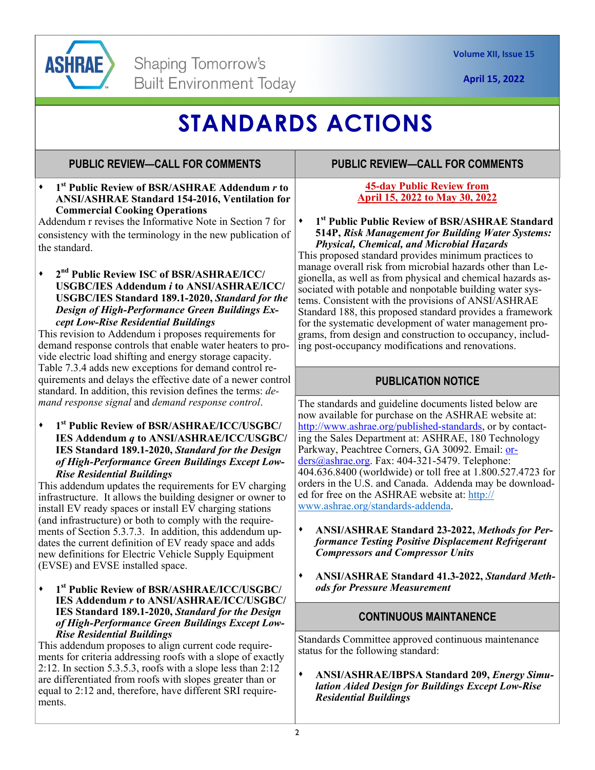# STANDARDS ACTIONS

## PUBLIC REVIEW—CALL FOR COMMENTS

- **1st Public Review of BSR/ASHRAE Addendum *r* to ANSI/ASHRAE Standard 154-2016, Ventilation for Commercial Cooking Operations**

Addendum r revises the Informative Note in Section 7 for consistency with the terminology in the new publication of the standard.

- **2nd Public Review ISC of BSR/ASHRAE/ICC/USGBC/IES Addendum *i* to ANSI/ASHRAE/ICC/USGBC/IES Standard 189.1-2020, *Standard for the Design of High-Performance Green Buildings Except Low-Rise Residential Buildings***

This revision to Addendum i proposes requirements for demand response controls that enable water heaters to provide electric load shifting and energy storage capacity. Table 7.3.4 adds new exceptions for demand control requirements and delays the effective date of a newer control standard. In addition, this revision defines the terms: *demand response signal* and *demand response control*.

- **1st Public Review of BSR/ASHRAE/ICC/USGBC/IES Addendum *q* to ANSI/ASHRAE/ICC/USGBC/IES Standard 189.1-2020, *Standard for the Design of High-Performance Green Buildings Except Low-Rise Residential Buildings***

This addendum updates the requirements for EV charging infrastructure. It allows the building designer or owner to install EV ready spaces or install EV charging stations (and infrastructure) or both to comply with the requirements of Section 5.3.7.3. In addition, this addendum updates the current definition of EV ready space and adds new definitions for Electric Vehicle Supply Equipment (EVSE) and EVSE installed space.

- **1st Public Review of BSR/ASHRAE/ICC/USGBC/IES Addendum *r* to ANSI/ASHRAE/ICC/USGBC/IES Standard 189.1-2020, *Standard for the Design of High-Performance Green Buildings Except Low-Rise Residential Buildings***

This addendum proposes to align current code requirements for criteria addressing roofs with a slope of exactly 2:12. In section 5.3.5.3, roofs with a slope less than 2:12 are differentiated from roofs with slopes greater than or equal to 2:12 and, therefore, have different SRI requirements.

## PUBLIC REVIEW—CALL FOR COMMENTS

**45-day Public Review from April 15, 2022 to May 30, 2022**

- **1st Public Public Review of BSR/ASHRAE Standard 514P, *Risk Management for Building Water Systems: Physical, Chemical, and Microbial Hazards***

This proposed standard provides minimum practices to manage overall risk from microbial hazards other than Legionella, as well as from physical and chemical hazards associated with potable and nonpotable building water systems. Consistent with the provisions of ANSI/ASHRAE Standard 188, this proposed standard provides a framework for the systematic development of water management programs, from design and construction to occupancy, including post-occupancy modifications and renovations.

## PUBLICATION NOTICE

The standards and guideline documents listed below are now available for purchase on the ASHRAE website at: http://www.ashrae.org/published-standards, or by contacting the Sales Department at: ASHRAE, 180 Technology Parkway, Peachtree Corners, GA 30092. Email: orders@ashrae.org. Fax: 404-321-5479. Telephone: 404.636.8400 (worldwide) or toll free at 1.800.527.4723 for orders in the U.S. and Canada. Addenda may be downloaded for free on the ASHRAE website at: http://www.ashrae.org/standards-addenda.

- **ANSI/ASHRAE Standard 23-2022, *Methods for Performance Testing Positive Displacement Refrigerant Compressors and Compressor Units***

- **ANSI/ASHRAE Standard 41.3-2022, *Standard Methods for Pressure Measurement***

## CONTINUOUS MAINTANENCE

Standards Committee approved continuous maintenance status for the following standard:

- **ANSI/ASHRAE/IBPSA Standard 209, *Energy Simulation Aided Design for Buildings Except Low-Rise Residential Buildings***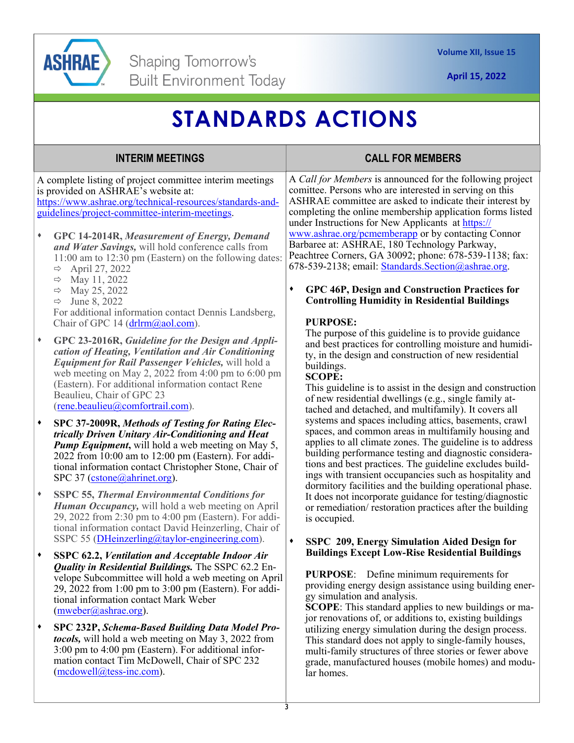# STANDARDS ACTIONS

## INTERIM MEETINGS

A complete listing of project committee interim meetings is provided on ASHRAE's website at: https://www.ashrae.org/technical-resources/standards-and-guidelines/project-committee-interim-meetings.

- **GPC 14-2014R, *Measurement of Energy, Demand and Water Savings,*** will hold conference calls from 11:00 am to 12:30 pm (Eastern) on the following dates:
  - April 27, 2022
  - May 11, 2022
  - May 25, 2022
  - June 8, 2022

  For additional information contact Dennis Landsberg, Chair of GPC 14 (drlrm@aol.com).

- **GPC 23-2016R, *Guideline for the Design and Application of Heating, Ventilation and Air Conditioning Equipment for Rail Passenger Vehicles,*** will hold a web meeting on May 2, 2022 from 4:00 pm to 6:00 pm (Eastern). For additional information contact Rene Beaulieu, Chair of GPC 23 (rene.beaulieu@comfortrail.com).

- **SPC 37-2009R, *Methods of Testing for Rating Electrically Driven Unitary Air-Conditioning and Heat Pump Equipment*,** will hold a web meeting on May 5, 2022 from 10:00 am to 12:00 pm (Eastern). For additional information contact Christopher Stone, Chair of SPC 37 (cstone@ahrinet.org).

- **SSPC 55, *Thermal Environmental Conditions for Human Occupancy,*** will hold a web meeting on April 29, 2022 from 2:30 pm to 4:00 pm (Eastern). For additional information contact David Heinzerling, Chair of SSPC 55 (DHeinzerling@taylor-engineering.com).

- **SSPC 62.2, *Ventilation and Acceptable Indoor Air Quality in Residential Buildings.*** The SSPC 62.2 Envelope Subcommittee will hold a web meeting on April 29, 2022 from 1:00 pm to 3:00 pm (Eastern). For additional information contact Mark Weber (mweber@ashrae.org).

- **SPC 232P, *Schema-Based Building Data Model Protocols,*** will hold a web meeting on May 3, 2022 from 3:00 pm to 4:00 pm (Eastern). For additional information contact Tim McDowell, Chair of SPC 232 (mcdowell@tess-inc.com).

## CALL FOR MEMBERS

A *Call for Members* is announced for the following project comittee. Persons who are interested in serving on this ASHRAE committee are asked to indicate their interest by completing the online membership application forms listed under Instructions for New Applicants at https://www.ashrae.org/pcmemberapp or by contacting Connor Barbaree at: ASHRAE, 180 Technology Parkway, Peachtree Corners, GA 30092; phone: 678-539-1138; fax: 678-539-2138; email: Standards.Section@ashrae.org.

- **GPC 46P, Design and Construction Practices for Controlling Humidity in Residential Buildings**

  **PURPOSE:**
  The purpose of this guideline is to provide guidance and best practices for controlling moisture and humidity, in the design and construction of new residential buildings.

  **SCOPE:**
  This guideline is to assist in the design and construction of new residential dwellings (e.g., single family attached and detached, and multifamily). It covers all systems and spaces including attics, basements, crawl spaces, and common areas in multifamily housing and applies to all climate zones. The guideline is to address building performance testing and diagnostic considerations and best practices. The guideline excludes buildings with transient occupancies such as hospitality and dormitory facilities and the building operational phase. It does not incorporate guidance for testing/diagnostic or remediation/ restoration practices after the building is occupied.

- **SSPC 209, Energy Simulation Aided Design for Buildings Except Low-Rise Residential Buildings**

  **PURPOSE**: Define minimum requirements for providing energy design assistance using building energy simulation and analysis.

  **SCOPE**: This standard applies to new buildings or major renovations of, or additions to, existing buildings utilizing energy simulation during the design process. This standard does not apply to single-family houses, multi-family structures of three stories or fewer above grade, manufactured houses (mobile homes) and modular homes.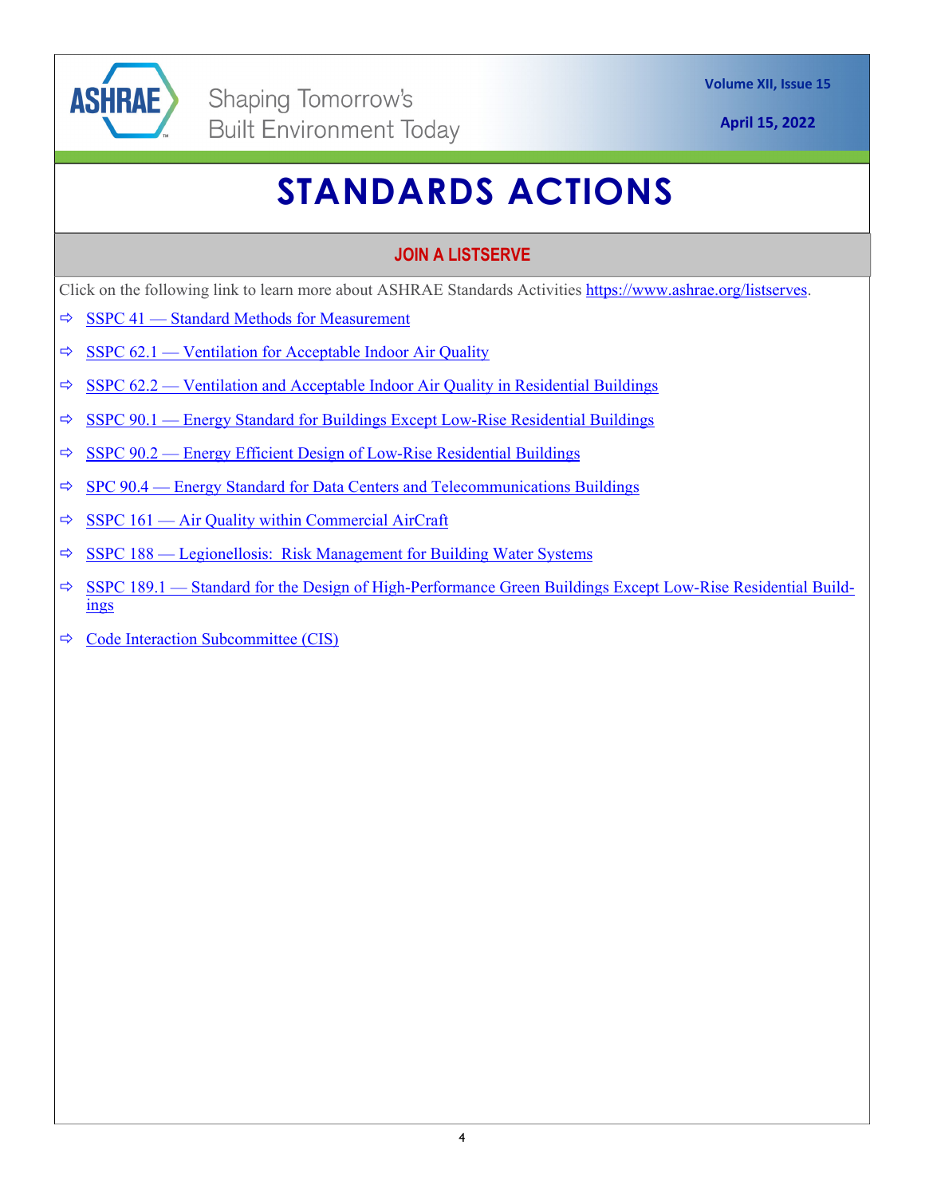# STANDARDS ACTIONS

## JOIN A LISTSERVE

Click on the following link to learn more about ASHRAE Standards Activities https://www.ashrae.org/listserves.

- SSPC 41 — Standard Methods for Measurement
- SSPC 62.1 — Ventilation for Acceptable Indoor Air Quality
- SSPC 62.2 — Ventilation and Acceptable Indoor Air Quality in Residential Buildings
- SSPC 90.1 — Energy Standard for Buildings Except Low-Rise Residential Buildings
- SSPC 90.2 — Energy Efficient Design of Low-Rise Residential Buildings
- SPC 90.4 — Energy Standard for Data Centers and Telecommunications Buildings
- SSPC 161 — Air Quality within Commercial AirCraft
- SSPC 188 — Legionellosis: Risk Management for Building Water Systems
- SSPC 189.1 — Standard for the Design of High-Performance Green Buildings Except Low-Rise Residential Buildings
- Code Interaction Subcommittee (CIS)